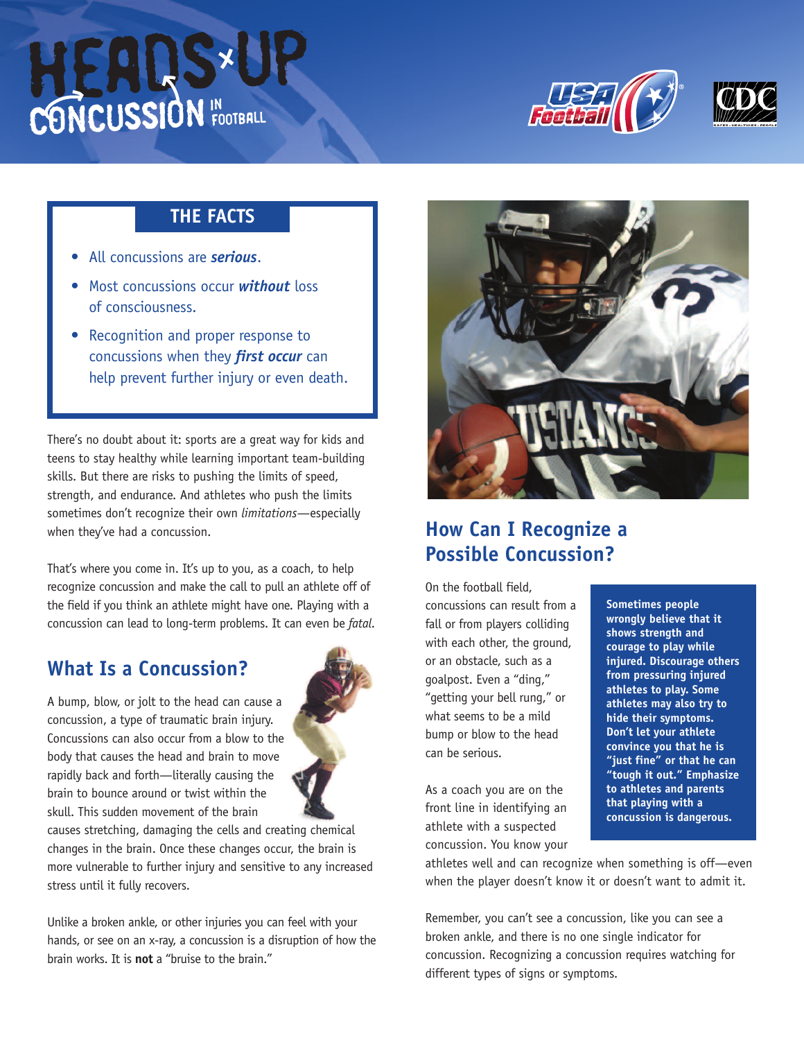# HEADS UP CONCUSSION IN FOOTBALL

## THE FACTS

- All concussions are ***serious***.
- Most concussions occur ***without*** loss of consciousness.
- Recognition and proper response to concussions when they ***first occur*** can help prevent further injury or even death.

There's no doubt about it: sports are a great way for kids and teens to stay healthy while learning important team-building skills. But there are risks to pushing the limits of speed, strength, and endurance. And athletes who push the limits sometimes don't recognize their own *limitations*—especially when they've had a concussion.

That's where you come in. It's up to you, as a coach, to help recognize concussion and make the call to pull an athlete off of the field if you think an athlete might have one. Playing with a concussion can lead to long-term problems. It can even be *fatal*.

## What Is a Concussion?

A bump, blow, or jolt to the head can cause a concussion, a type of traumatic brain injury. Concussions can also occur from a blow to the body that causes the head and brain to move rapidly back and forth—literally causing the brain to bounce around or twist within the skull. This sudden movement of the brain causes stretching, damaging the cells and creating chemical changes in the brain. Once these changes occur, the brain is more vulnerable to further injury and sensitive to any increased stress until it fully recovers.

Unlike a broken ankle, or other injuries you can feel with your hands, or see on an x-ray, a concussion is a disruption of how the brain works. It is **not** a "bruise to the brain."

## How Can I Recognize a Possible Concussion?

On the football field, concussions can result from a fall or from players colliding with each other, the ground, or an obstacle, such as a goalpost. Even a "ding," "getting your bell rung," or what seems to be a mild bump or blow to the head can be serious.

As a coach you are on the front line in identifying an athlete with a suspected concussion. You know your athletes well and can recognize when something is off—even when the player doesn't know it or doesn't want to admit it.

**Sometimes people wrongly believe that it shows strength and courage to play while injured. Discourage others from pressuring injured athletes to play. Some athletes may also try to hide their symptoms. Don't let your athlete convince you that he is "just fine" or that he can "tough it out." Emphasize to athletes and parents that playing with a concussion is dangerous.**

Remember, you can't see a concussion, like you can see a broken ankle, and there is no one single indicator for concussion. Recognizing a concussion requires watching for different types of signs or symptoms.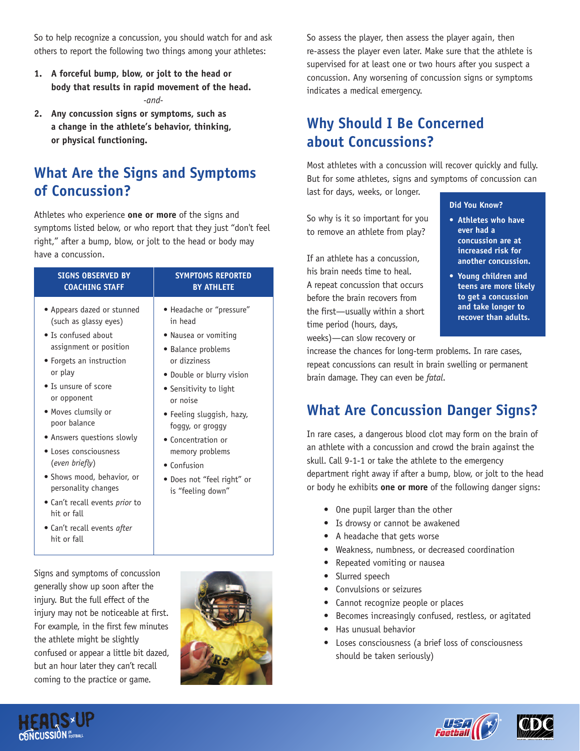So to help recognize a concussion, you should watch for and ask others to report the following two things among your athletes:

1. **A forceful bump, blow, or jolt to the head or body that results in rapid movement of the head.**

   *-and-*

2. **Any concussion signs or symptoms, such as a change in the athlete's behavior, thinking, or physical functioning.**

## What Are the Signs and Symptoms of Concussion?

Athletes who experience **one or more** of the signs and symptoms listed below, or who report that they just "don't feel right," after a bump, blow, or jolt to the head or body may have a concussion.

| SIGNS OBSERVED BY COACHING STAFF | SYMPTOMS REPORTED BY ATHLETE |
|---|---|
| • Appears dazed or stunned (such as glassy eyes) | • Headache or "pressure" in head |
| • Is confused about assignment or position | • Nausea or vomiting |
| • Forgets an instruction or play | • Balance problems or dizziness |
| • Is unsure of score or opponent | • Double or blurry vision |
| • Moves clumsily or poor balance | • Sensitivity to light or noise |
| • Answers questions slowly | • Feeling sluggish, hazy, foggy, or groggy |
| • Loses consciousness (*even briefly*) | • Concentration or memory problems |
| • Shows mood, behavior, or personality changes | • Confusion |
| • Can't recall events *prior* to hit or fall | • Does not "feel right" or is "feeling down" |
| • Can't recall events *after* hit or fall | |

Signs and symptoms of concussion generally show up soon after the injury. But the full effect of the injury may not be noticeable at first. For example, in the first few minutes the athlete might be slightly confused or appear a little bit dazed, but an hour later they can't recall coming to the practice or game.

So assess the player, then assess the player again, then re-assess the player even later. Make sure that the athlete is supervised for at least one or two hours after you suspect a concussion. Any worsening of concussion signs or symptoms indicates a medical emergency.

## Why Should I Be Concerned about Concussions?

Most athletes with a concussion will recover quickly and fully. But for some athletes, signs and symptoms of concussion can last for days, weeks, or longer.

So why is it so important for you to remove an athlete from play?

If an athlete has a concussion, his brain needs time to heal. A repeat concussion that occurs before the brain recovers from the first—usually within a short time period (hours, days, weeks)—can slow recovery or increase the chances for long-term problems. In rare cases, repeat concussions can result in brain swelling or permanent brain damage. They can even be *fatal*.

**Did You Know?**

- **Athletes who have ever had a concussion are at increased risk for another concussion.**
- **Young children and teens are more likely to get a concussion and take longer to recover than adults.**

## What Are Concussion Danger Signs?

In rare cases, a dangerous blood clot may form on the brain of an athlete with a concussion and crowd the brain against the skull. Call 9-1-1 or take the athlete to the emergency department right away if after a bump, blow, or jolt to the head or body he exhibits **one or more** of the following danger signs:

- One pupil larger than the other
- Is drowsy or cannot be awakened
- A headache that gets worse
- Weakness, numbness, or decreased coordination
- Repeated vomiting or nausea
- Slurred speech
- Convulsions or seizures
- Cannot recognize people or places
- Becomes increasingly confused, restless, or agitated
- Has unusual behavior
- Loses consciousness (a brief loss of consciousness should be taken seriously)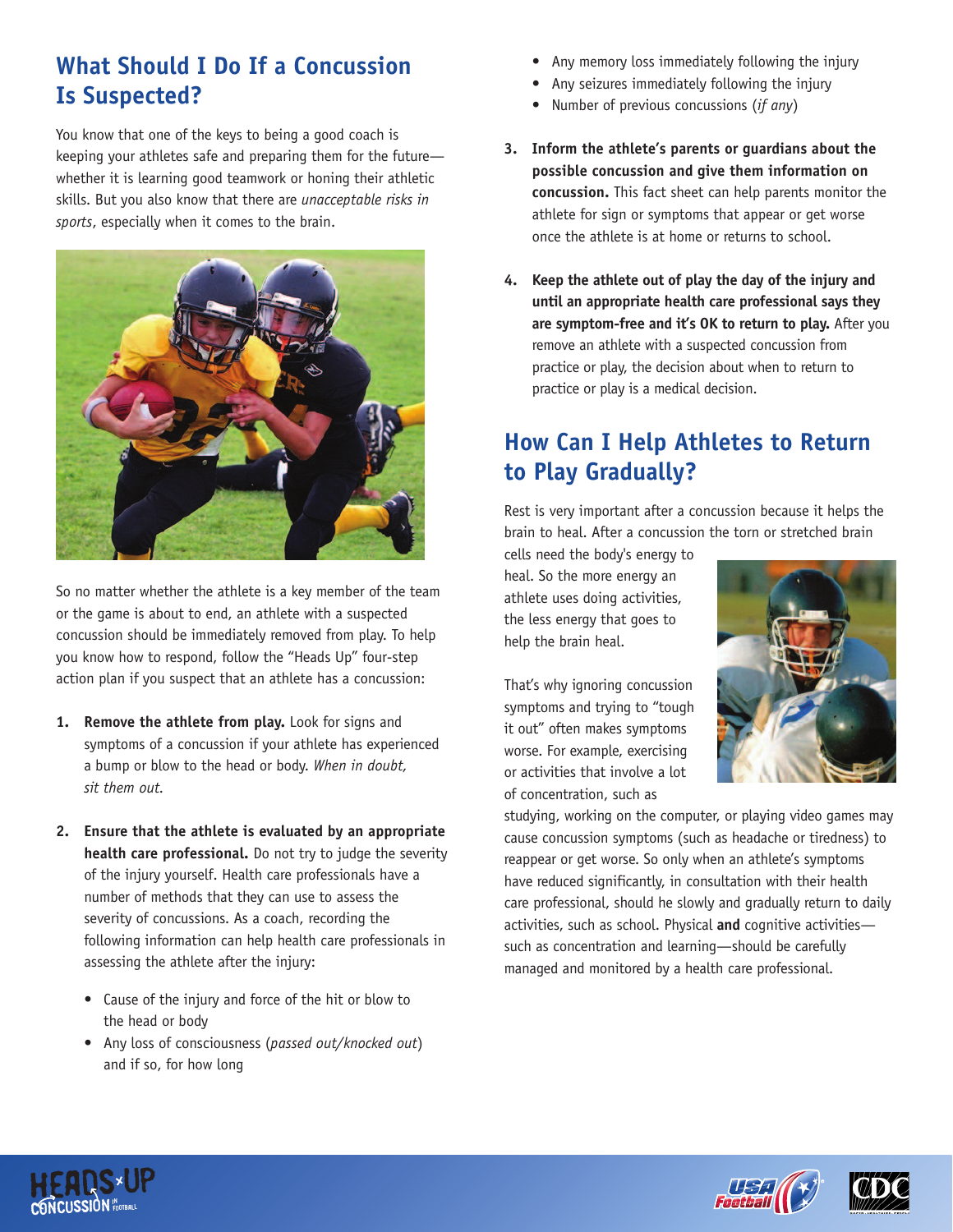## What Should I Do If a Concussion Is Suspected?

You know that one of the keys to being a good coach is keeping your athletes safe and preparing them for the future—whether it is learning good teamwork or honing their athletic skills. But you also know that there are *unacceptable risks in sports*, especially when it comes to the brain.

So no matter whether the athlete is a key member of the team or the game is about to end, an athlete with a suspected concussion should be immediately removed from play. To help you know how to respond, follow the "Heads Up" four-step action plan if you suspect that an athlete has a concussion:

1. **Remove the athlete from play.** Look for signs and symptoms of a concussion if your athlete has experienced a bump or blow to the head or body. *When in doubt, sit them out.*

2. **Ensure that the athlete is evaluated by an appropriate health care professional.** Do not try to judge the severity of the injury yourself. Health care professionals have a number of methods that they can use to assess the severity of concussions. As a coach, recording the following information can help health care professionals in assessing the athlete after the injury:

   - Cause of the injury and force of the hit or blow to the head or body
   - Any loss of consciousness (*passed out/knocked out*) and if so, for how long
   - Any memory loss immediately following the injury
   - Any seizures immediately following the injury
   - Number of previous concussions (*if any*)

3. **Inform the athlete's parents or guardians about the possible concussion and give them information on concussion.** This fact sheet can help parents monitor the athlete for sign or symptoms that appear or get worse once the athlete is at home or returns to school.

4. **Keep the athlete out of play the day of the injury and until an appropriate health care professional says they are symptom-free and it's OK to return to play.** After you remove an athlete with a suspected concussion from practice or play, the decision about when to return to practice or play is a medical decision.

## How Can I Help Athletes to Return to Play Gradually?

Rest is very important after a concussion because it helps the brain to heal. After a concussion the torn or stretched brain cells need the body's energy to heal. So the more energy an athlete uses doing activities, the less energy that goes to help the brain heal.

That's why ignoring concussion symptoms and trying to "tough it out" often makes symptoms worse. For example, exercising or activities that involve a lot of concentration, such as studying, working on the computer, or playing video games may cause concussion symptoms (such as headache or tiredness) to reappear or get worse. So only when an athlete's symptoms have reduced significantly, in consultation with their health care professional, should he slowly and gradually return to daily activities, such as school. Physical **and** cognitive activities—such as concentration and learning—should be carefully managed and monitored by a health care professional.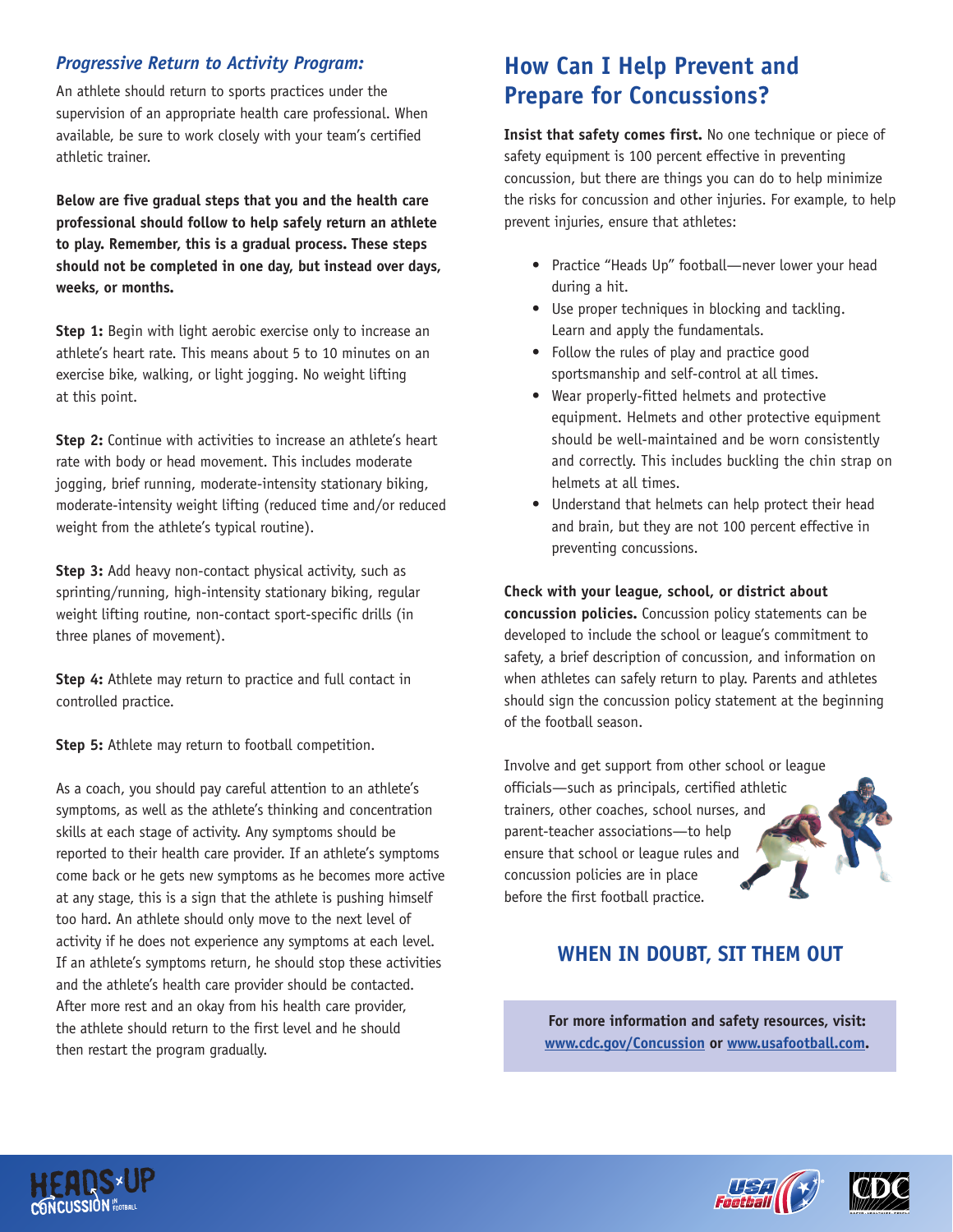### *Progressive Return to Activity Program:*

An athlete should return to sports practices under the supervision of an appropriate health care professional. When available, be sure to work closely with your team's certified athletic trainer.

**Below are five gradual steps that you and the health care professional should follow to help safely return an athlete to play. Remember, this is a gradual process. These steps should not be completed in one day, but instead over days, weeks, or months.**

**Step 1:** Begin with light aerobic exercise only to increase an athlete's heart rate. This means about 5 to 10 minutes on an exercise bike, walking, or light jogging. No weight lifting at this point.

**Step 2:** Continue with activities to increase an athlete's heart rate with body or head movement. This includes moderate jogging, brief running, moderate-intensity stationary biking, moderate-intensity weight lifting (reduced time and/or reduced weight from the athlete's typical routine).

**Step 3:** Add heavy non-contact physical activity, such as sprinting/running, high-intensity stationary biking, regular weight lifting routine, non-contact sport-specific drills (in three planes of movement).

**Step 4:** Athlete may return to practice and full contact in controlled practice.

**Step 5:** Athlete may return to football competition.

As a coach, you should pay careful attention to an athlete's symptoms, as well as the athlete's thinking and concentration skills at each stage of activity. Any symptoms should be reported to their health care provider. If an athlete's symptoms come back or he gets new symptoms as he becomes more active at any stage, this is a sign that the athlete is pushing himself too hard. An athlete should only move to the next level of activity if he does not experience any symptoms at each level. If an athlete's symptoms return, he should stop these activities and the athlete's health care provider should be contacted. After more rest and an okay from his health care provider, the athlete should return to the first level and he should then restart the program gradually.

## How Can I Help Prevent and Prepare for Concussions?

**Insist that safety comes first.** No one technique or piece of safety equipment is 100 percent effective in preventing concussion, but there are things you can do to help minimize the risks for concussion and other injuries. For example, to help prevent injuries, ensure that athletes:

- Practice "Heads Up" football—never lower your head during a hit.
- Use proper techniques in blocking and tackling. Learn and apply the fundamentals.
- Follow the rules of play and practice good sportsmanship and self-control at all times.
- Wear properly-fitted helmets and protective equipment. Helmets and other protective equipment should be well-maintained and be worn consistently and correctly. This includes buckling the chin strap on helmets at all times.
- Understand that helmets can help protect their head and brain, but they are not 100 percent effective in preventing concussions.

**Check with your league, school, or district about concussion policies.** Concussion policy statements can be developed to include the school or league's commitment to safety, a brief description of concussion, and information on when athletes can safely return to play. Parents and athletes should sign the concussion policy statement at the beginning of the football season.

Involve and get support from other school or league officials—such as principals, certified athletic trainers, other coaches, school nurses, and parent-teacher associations—to help ensure that school or league rules and concussion policies are in place before the first football practice.

### WHEN IN DOUBT, SIT THEM OUT

**For more information and safety resources, visit: www.cdc.gov/Concussion or www.usafootball.com.**